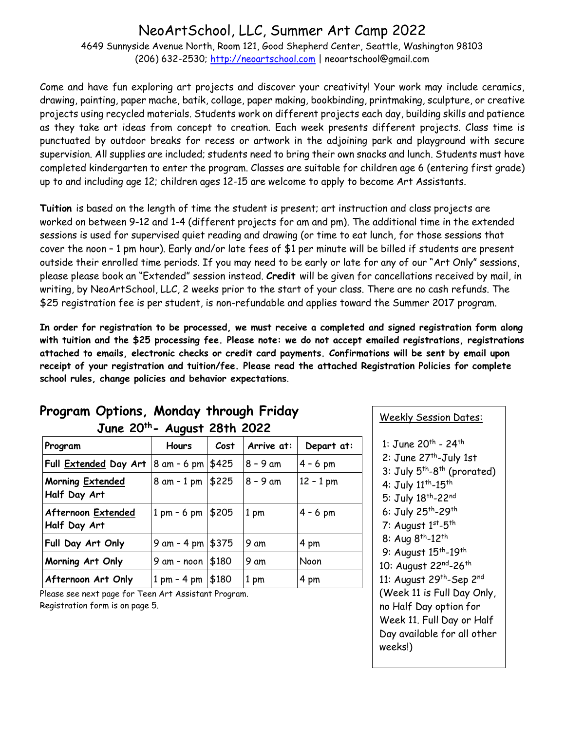# NeoArtSchool, LLC, Summer Art Camp 2022

4649 Sunnyside Avenue North, Room 121, Good Shepherd Center, Seattle, Washington 98103
(206) 632-2530; http://neoartschool.com | neoartschool@gmail.com

Come and have fun exploring art projects and discover your creativity! Your work may include ceramics, drawing, painting, paper mache, batik, collage, paper making, bookbinding, printmaking, sculpture, or creative projects using recycled materials. Students work on different projects each day, building skills and patience as they take art ideas from concept to creation. Each week presents different projects. Class time is punctuated by outdoor breaks for recess or artwork in the adjoining park and playground with secure supervision. All supplies are included; students need to bring their own snacks and lunch. Students must have completed kindergarten to enter the program. Classes are suitable for children age 6 (entering first grade) up to and including age 12; children ages 12-15 are welcome to apply to become Art Assistants.

**Tuition** is based on the length of time the student is present; art instruction and class projects are worked on between 9-12 and 1-4 (different projects for am and pm). The additional time in the extended sessions is used for supervised quiet reading and drawing (or time to eat lunch, for those sessions that cover the noon – 1 pm hour). Early and/or late fees of $1 per minute will be billed if students are present outside their enrolled time periods. If you may need to be early or late for any of our "Art Only" sessions, please please book an "Extended" session instead. **Credit** will be given for cancellations received by mail, in writing, by NeoArtSchool, LLC, 2 weeks prior to the start of your class. There are no cash refunds. The $25 registration fee is per student, is non-refundable and applies toward the Summer 2017 program.

**In order for registration to be processed, we must receive a completed and signed registration form along with tuition and the $25 processing fee. Please note: we do not accept emailed registrations, registrations attached to emails, electronic checks or credit card payments. Confirmations will be sent by email upon receipt of your registration and tuition/fee. Please read the attached Registration Policies for complete school rules, change policies and behavior expectations**.

## Program Options, Monday through Friday

### June 20th- August 28th 2022

| Program | Hours | Cost | Arrive at: | Depart at: |
|---|---|---|---|---|
| **Full Extended Day Art** | 8 am – 6 pm | $425 | 8 – 9 am | 4 – 6 pm |
| **Morning Extended Half Day Art** | 8 am – 1 pm | $225 | 8 – 9 am | 12 – 1 pm |
| **Afternoon Extended Half Day Art** | 1 pm – 6 pm | $205 | 1 pm | 4 – 6 pm |
| **Full Day Art Only** | 9 am – 4 pm | $375 | 9 am | 4 pm |
| **Morning Art Only** | 9 am – noon | $180 | 9 am | Noon |
| **Afternoon Art Only** | 1 pm – 4 pm | $180 | 1 pm | 4 pm |

Please see next page for Teen Art Assistant Program.
Registration form is on page 5.

Weekly Session Dates:

1: June 20th - 24th
2: June 27th-July 1st
3: July 5th-8th (prorated)
4: July 11th-15th
5: July 18th-22nd
6: July 25th-29th
7: August 1st-5th
8: Aug 8th-12th
9: August 15th-19th
10: August 22nd-26th
11: August 29th-Sep 2nd
(Week 11 is Full Day Only, no Half Day option for Week 11. Full Day or Half Day available for all other weeks!)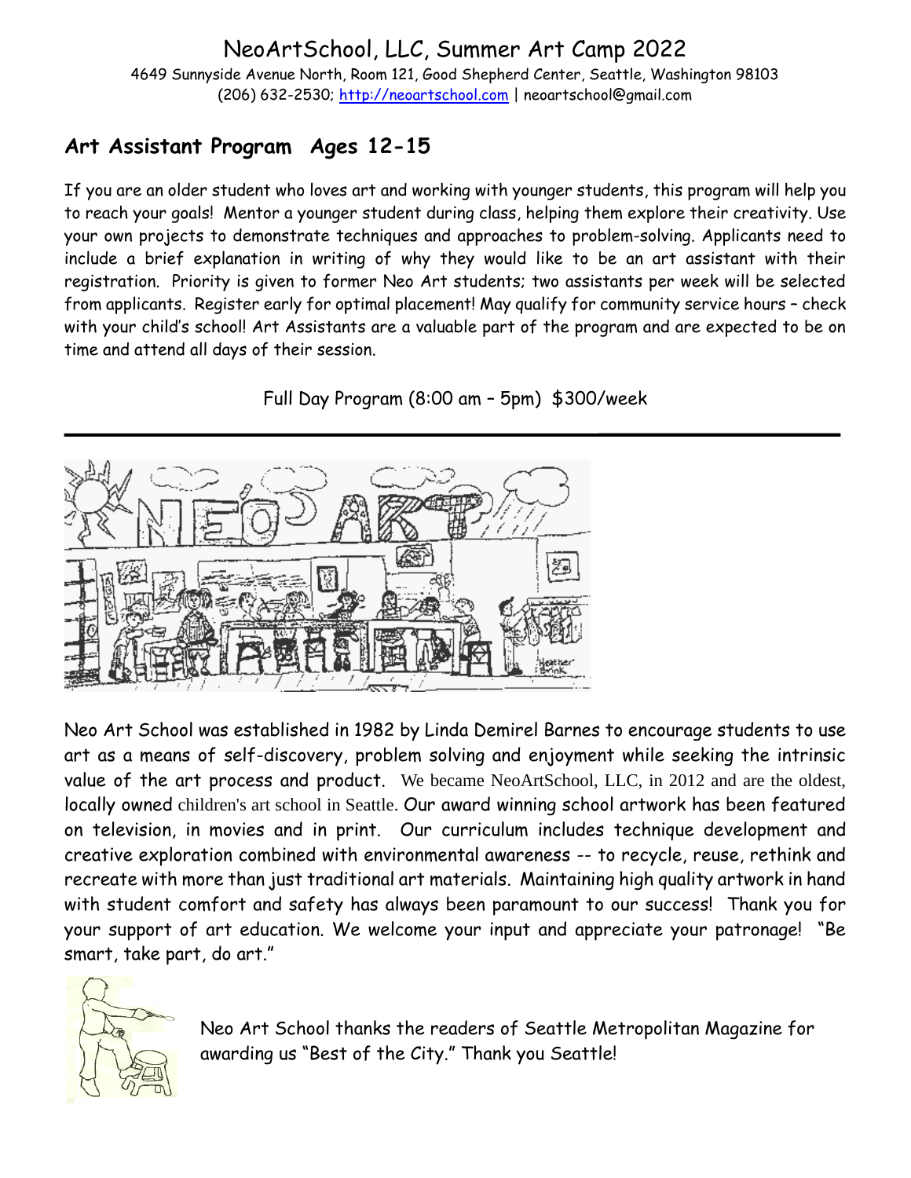# NeoArtSchool, LLC, Summer Art Camp 2022

4649 Sunnyside Avenue North, Room 121, Good Shepherd Center, Seattle, Washington 98103
(206) 632-2530; http://neoartschool.com | neoartschool@gmail.com

## Art Assistant Program  Ages 12-15

If you are an older student who loves art and working with younger students, this program will help you to reach your goals! Mentor a younger student during class, helping them explore their creativity. Use your own projects to demonstrate techniques and approaches to problem-solving. Applicants need to include a brief explanation in writing of why they would like to be an art assistant with their registration. Priority is given to former Neo Art students; two assistants per week will be selected from applicants. Register early for optimal placement! May qualify for community service hours – check with your child's school! Art Assistants are a valuable part of the program and are expected to be on time and attend all days of their session.

Full Day Program (8:00 am – 5pm)  $300/week

---

Neo Art School was established in 1982 by Linda Demirel Barnes to encourage students to use art as a means of self-discovery, problem solving and enjoyment while seeking the intrinsic value of the art process and product. We became NeoArtSchool, LLC, in 2012 and are the oldest, locally owned children's art school in Seattle. Our award winning school artwork has been featured on television, in movies and in print. Our curriculum includes technique development and creative exploration combined with environmental awareness -- to recycle, reuse, rethink and recreate with more than just traditional art materials. Maintaining high quality artwork in hand with student comfort and safety has always been paramount to our success! Thank you for your support of art education. We welcome your input and appreciate your patronage! "Be smart, take part, do art."

Neo Art School thanks the readers of Seattle Metropolitan Magazine for awarding us "Best of the City." Thank you Seattle!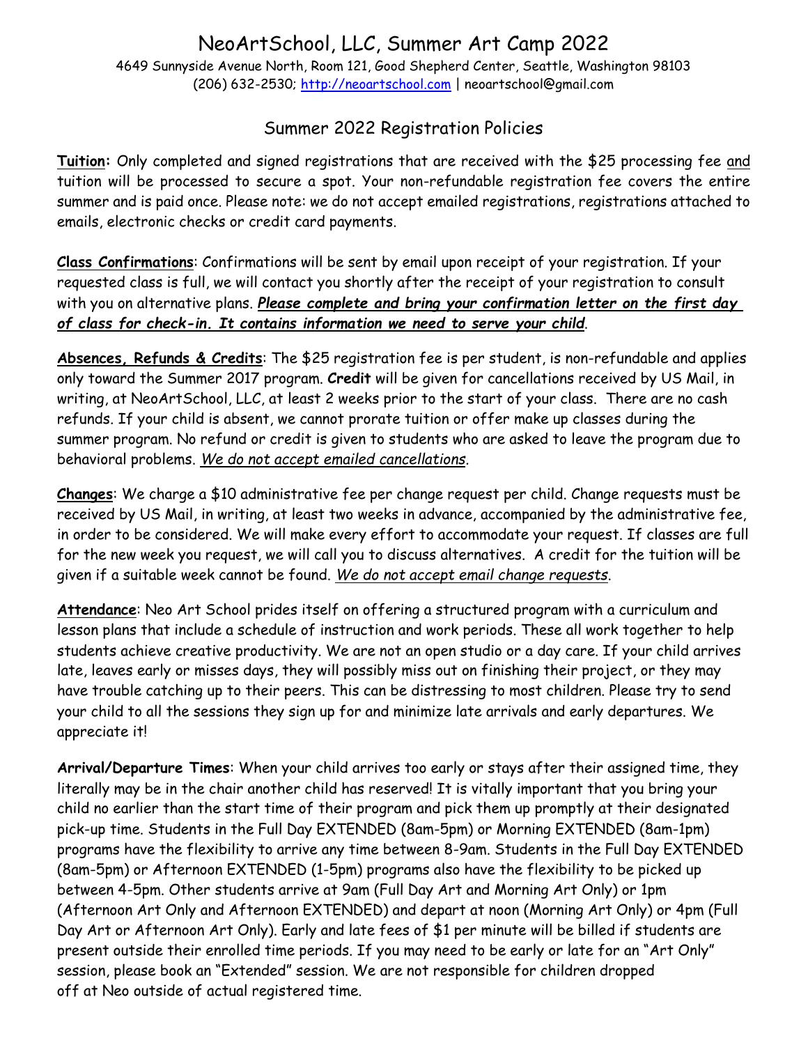# NeoArtSchool, LLC, Summer Art Camp 2022

4649 Sunnyside Avenue North, Room 121, Good Shepherd Center, Seattle, Washington 98103
(206) 632-2530; http://neoartschool.com | neoartschool@gmail.com

## Summer 2022 Registration Policies

<u>**Tuition:**</u> Only completed and signed registrations that are received with the $25 processing fee <u>and</u> tuition will be processed to secure a spot. Your non-refundable registration fee covers the entire summer and is paid once. Please note: we do not accept emailed registrations, registrations attached to emails, electronic checks or credit card payments.

<u>**Class Confirmations**</u>: Confirmations will be sent by email upon receipt of your registration. If your requested class is full, we will contact you shortly after the receipt of your registration to consult with you on alternative plans. ***<u>Please complete and bring your confirmation letter on the first day of class for check-in. It contains information we need to serve your child</u>***.

<u>**Absences, Refunds & Credits**</u>: The $25 registration fee is per student, is non-refundable and applies only toward the Summer 2017 program. **Credit** will be given for cancellations received by US Mail, in writing, at NeoArtSchool, LLC, at least 2 weeks prior to the start of your class. There are no cash refunds. If your child is absent, we cannot prorate tuition or offer make up classes during the summer program. No refund or credit is given to students who are asked to leave the program due to behavioral problems. *<u>We do not accept emailed cancellations</u>*.

<u>**Changes**</u>: We charge a $10 administrative fee per change request per child. Change requests must be received by US Mail, in writing, at least two weeks in advance, accompanied by the administrative fee, in order to be considered. We will make every effort to accommodate your request. If classes are full for the new week you request, we will call you to discuss alternatives. A credit for the tuition will be given if a suitable week cannot be found. *<u>We do not accept email change requests</u>*.

<u>**Attendance**</u>: Neo Art School prides itself on offering a structured program with a curriculum and lesson plans that include a schedule of instruction and work periods. These all work together to help students achieve creative productivity. We are not an open studio or a day care. If your child arrives late, leaves early or misses days, they will possibly miss out on finishing their project, or they may have trouble catching up to their peers. This can be distressing to most children. Please try to send your child to all the sessions they sign up for and minimize late arrivals and early departures. We appreciate it!

**Arrival/Departure Times**: When your child arrives too early or stays after their assigned time, they literally may be in the chair another child has reserved! It is vitally important that you bring your child no earlier than the start time of their program and pick them up promptly at their designated pick-up time. Students in the Full Day EXTENDED (8am-5pm) or Morning EXTENDED (8am-1pm) programs have the flexibility to arrive any time between 8-9am. Students in the Full Day EXTENDED (8am-5pm) or Afternoon EXTENDED (1-5pm) programs also have the flexibility to be picked up between 4-5pm. Other students arrive at 9am (Full Day Art and Morning Art Only) or 1pm (Afternoon Art Only and Afternoon EXTENDED) and depart at noon (Morning Art Only) or 4pm (Full Day Art or Afternoon Art Only). Early and late fees of $1 per minute will be billed if students are present outside their enrolled time periods. If you may need to be early or late for an "Art Only" session, please book an "Extended" session. We are not responsible for children dropped off at Neo outside of actual registered time.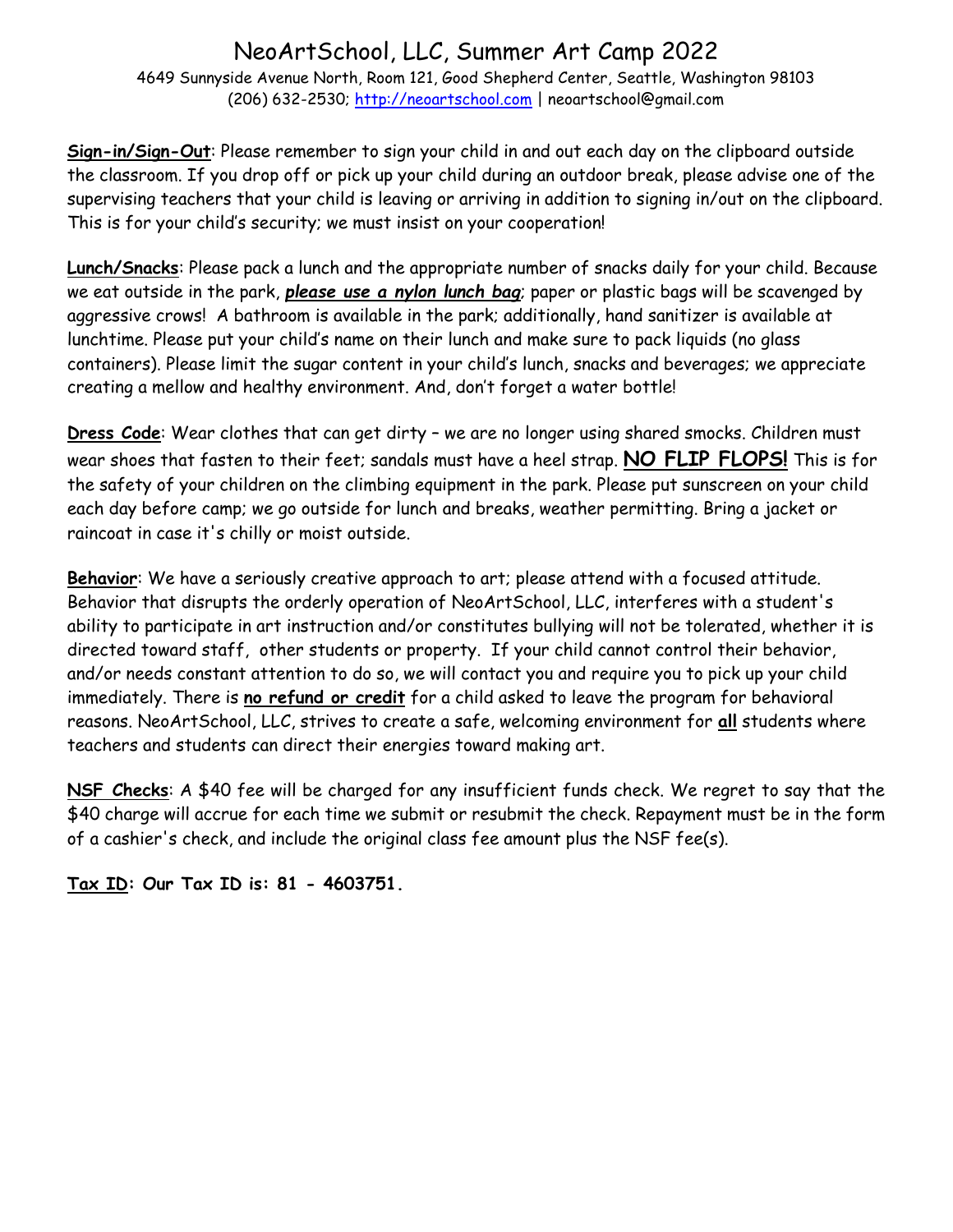# NeoArtSchool, LLC, Summer Art Camp 2022

4649 Sunnyside Avenue North, Room 121, Good Shepherd Center, Seattle, Washington 98103
(206) 632-2530; http://neoartschool.com | neoartschool@gmail.com

**Sign-in/Sign-Out**: Please remember to sign your child in and out each day on the clipboard outside the classroom. If you drop off or pick up your child during an outdoor break, please advise one of the supervising teachers that your child is leaving or arriving in addition to signing in/out on the clipboard. This is for your child's security; we must insist on your cooperation!

**Lunch/Snacks**: Please pack a lunch and the appropriate number of snacks daily for your child. Because we eat outside in the park, ***please use a nylon lunch bag***; paper or plastic bags will be scavenged by aggressive crows! A bathroom is available in the park; additionally, hand sanitizer is available at lunchtime. Please put your child's name on their lunch and make sure to pack liquids (no glass containers). Please limit the sugar content in your child's lunch, snacks and beverages; we appreciate creating a mellow and healthy environment. And, don't forget a water bottle!

**Dress Code**: Wear clothes that can get dirty – we are no longer using shared smocks. Children must wear shoes that fasten to their feet; sandals must have a heel strap. **NO FLIP FLOPS!** This is for the safety of your children on the climbing equipment in the park. Please put sunscreen on your child each day before camp; we go outside for lunch and breaks, weather permitting. Bring a jacket or raincoat in case it's chilly or moist outside.

**Behavior**: We have a seriously creative approach to art; please attend with a focused attitude. Behavior that disrupts the orderly operation of NeoArtSchool, LLC, interferes with a student's ability to participate in art instruction and/or constitutes bullying will not be tolerated, whether it is directed toward staff, other students or property. If your child cannot control their behavior, and/or needs constant attention to do so, we will contact you and require you to pick up your child immediately. There is **no refund or credit** for a child asked to leave the program for behavioral reasons. NeoArtSchool, LLC, strives to create a safe, welcoming environment for **all** students where teachers and students can direct their energies toward making art.

**NSF Checks**: A $40 fee will be charged for any insufficient funds check. We regret to say that the $40 charge will accrue for each time we submit or resubmit the check. Repayment must be in the form of a cashier's check, and include the original class fee amount plus the NSF fee(s).

**Tax ID: Our Tax ID is: 81 - 4603751.**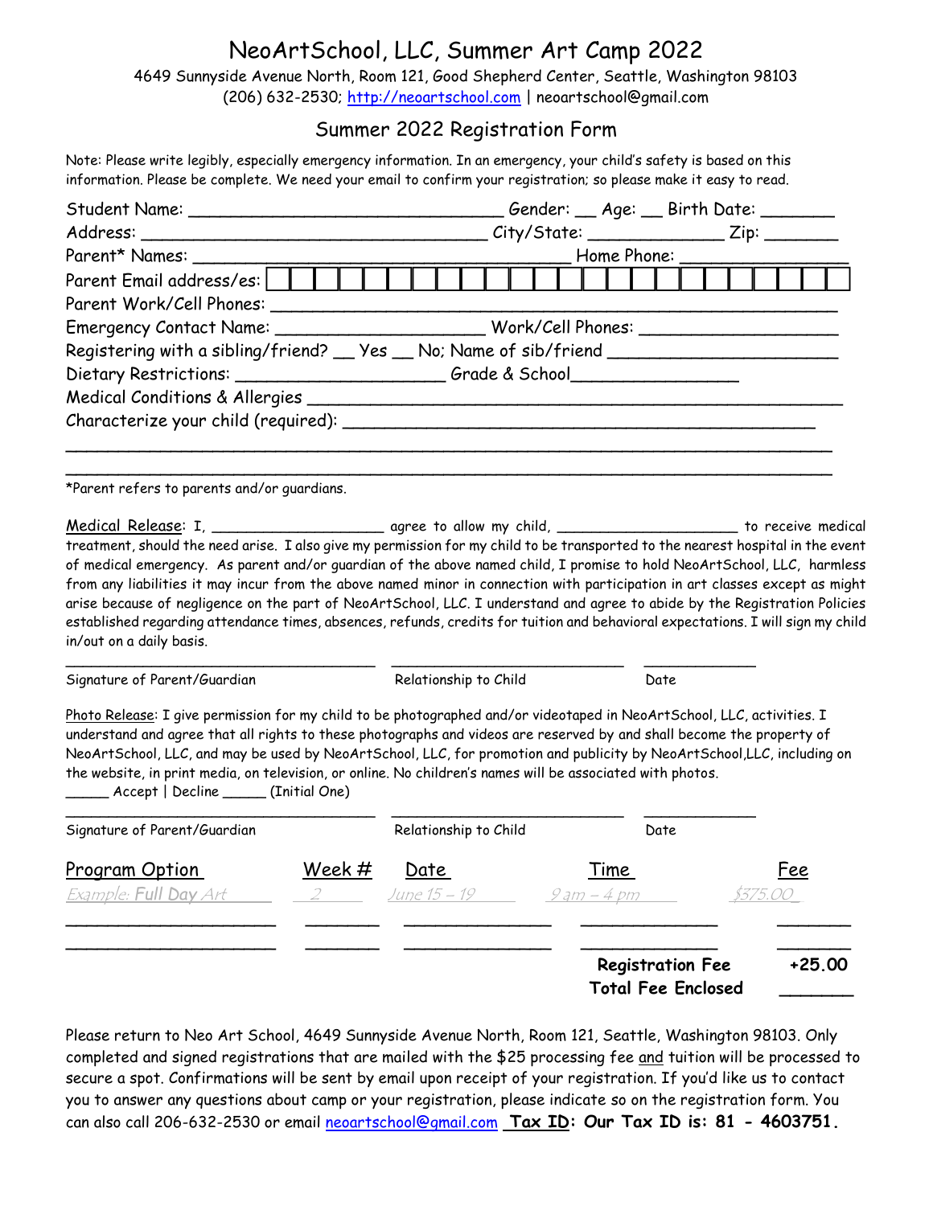# NeoArtSchool, LLC, Summer Art Camp 2022

4649 Sunnyside Avenue North, Room 121, Good Shepherd Center, Seattle, Washington 98103
(206) 632-2530; http://neoartschool.com | neoartschool@gmail.com

## Summer 2022 Registration Form

Note: Please write legibly, especially emergency information. In an emergency, your child's safety is based on this information. Please be complete. We need your email to confirm your registration; so please make it easy to read.

Student Name: ______________________________ Gender: __ Age: __ Birth Date: _______

Address: __________________________________ City/State: _____________ Zip: _______

Parent* Names: ____________________________________ Home Phone: _______________

Parent Email address/es: ______________________________________________

Parent Work/Cell Phones: ______________________________________________

Emergency Contact Name: ____________________ Work/Cell Phones: __________________

Registering with a sibling/friend? __ Yes __ No; Name of sib/friend _____________________

Dietary Restrictions: ____________________ Grade & School________________

Medical Conditions & Allergies ____________________________________________

Characterize your child (required): ________________________________________

__________________________________________________________________________

__________________________________________________________________________

*Parent refers to parents and/or guardians.

Medical Release: I, ____________________ agree to allow my child, ____________________ to receive medical treatment, should the need arise. I also give my permission for my child to be transported to the nearest hospital in the event of medical emergency. As parent and/or guardian of the above named child, I promise to hold NeoArtSchool, LLC, harmless from any liabilities it may incur from the above named minor in connection with participation in art classes except as might arise because of negligence on the part of NeoArtSchool, LLC. I understand and agree to abide by the Registration Policies established regarding attendance times, absences, refunds, credits for tuition and behavioral expectations. I will sign my child in/out on a daily basis.

__________________________________ __________________________ ____________

Signature of Parent/Guardian    Relationship to Child    Date

Photo Release: I give permission for my child to be photographed and/or videotaped in NeoArtSchool, LLC, activities. I understand and agree that all rights to these photographs and videos are reserved by and shall become the property of NeoArtSchool, LLC, and may be used by NeoArtSchool, LLC, for promotion and publicity by NeoArtSchool,LLC, including on the website, in print media, on television, or online. No children's names will be associated with photos.

_____ Accept | Decline _____ (Initial One)

__________________________________ __________________________ ____________

Signature of Parent/Guardian    Relationship to Child    Date

| Program Option | Week # | Date | Time | Fee |
|---|---|---|---|---|
| *Example: Full Day Art* | *2* | *June 15 – 19* | *9 am – 4 pm* | *$375.00* |
| | | | | |
| | | | | |
| | | | **Registration Fee** | **+25.00** |
| | | | **Total Fee Enclosed** | |

Please return to Neo Art School, 4649 Sunnyside Avenue North, Room 121, Seattle, Washington 98103. Only completed and signed registrations that are mailed with the $25 processing fee and tuition will be processed to secure a spot. Confirmations will be sent by email upon receipt of your registration. If you'd like us to contact you to answer any questions about camp or your registration, please indicate so on the registration form. You can also call 206-632-2530 or email neoartschool@gmail.com **Tax ID: Our Tax ID is: 81 - 4603751.**